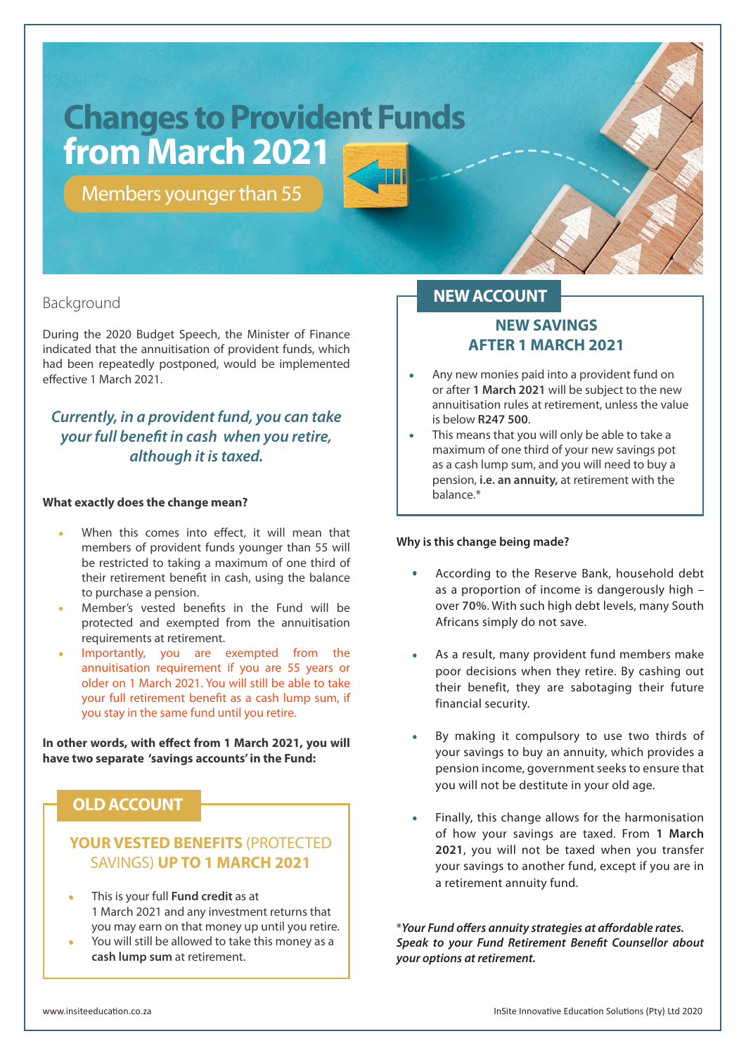# Changes to Provident Funds from March 2021

Members younger than 55

## Background

During the 2020 Budget Speech, the Minister of Finance indicated that the annuitisation of provident funds, which had been repeatedly postponed, would be implemented effective 1 March 2021.

***Currently, in a provident fund, you can take your full benefit in cash when you retire, although it is taxed.***

**What exactly does the change mean?**

- When this comes into effect, it will mean that members of provident funds younger than 55 will be restricted to taking a maximum of one third of their retirement benefit in cash, using the balance to purchase a pension.
- Member's vested benefits in the Fund will be protected and exempted from the annuitisation requirements at retirement.
- Importantly, you are exempted from the annuitisation requirement if you are 55 years or older on 1 March 2021. You will still be able to take your full retirement benefit as a cash lump sum, if you stay in the same fund until you retire.

**In other words, with effect from 1 March 2021, you will have two separate 'savings accounts' in the Fund:**

### OLD ACCOUNT

**YOUR VESTED BENEFITS** (PROTECTED SAVINGS) **UP TO 1 MARCH 2021**

- This is your full **Fund credit** as at 1 March 2021 and any investment returns that you may earn on that money up until you retire.
- You will still be allowed to take this money as a **cash lump sum** at retirement.

### NEW ACCOUNT

**NEW SAVINGS AFTER 1 MARCH 2021**

- Any new monies paid into a provident fund on or after **1 March 2021** will be subject to the new annuitisation rules at retirement, unless the value is below **R247 500**.
- This means that you will only be able to take a maximum of one third of your new savings pot as a cash lump sum, and you will need to buy a pension, **i.e. an annuity,** at retirement with the balance.*

**Why is this change being made?**

- According to the Reserve Bank, household debt as a proportion of income is dangerously high – over **70%**. With such high debt levels, many South Africans simply do not save.
- As a result, many provident fund members make poor decisions when they retire. By cashing out their benefit, they are sabotaging their future financial security.
- By making it compulsory to use two thirds of your savings to buy an annuity, which provides a pension income, government seeks to ensure that you will not be destitute in your old age.
- Finally, this change allows for the harmonisation of how your savings are taxed. From **1 March 2021**, you will not be taxed when you transfer your savings to another fund, except if you are in a retirement annuity fund.

****Your Fund offers annuity strategies at affordable rates. Speak to your Fund Retirement Benefit Counsellor about your options at retirement.***

www.insiteeducation.co.za

InSite Innovative Education Solutions (Pty) Ltd 2020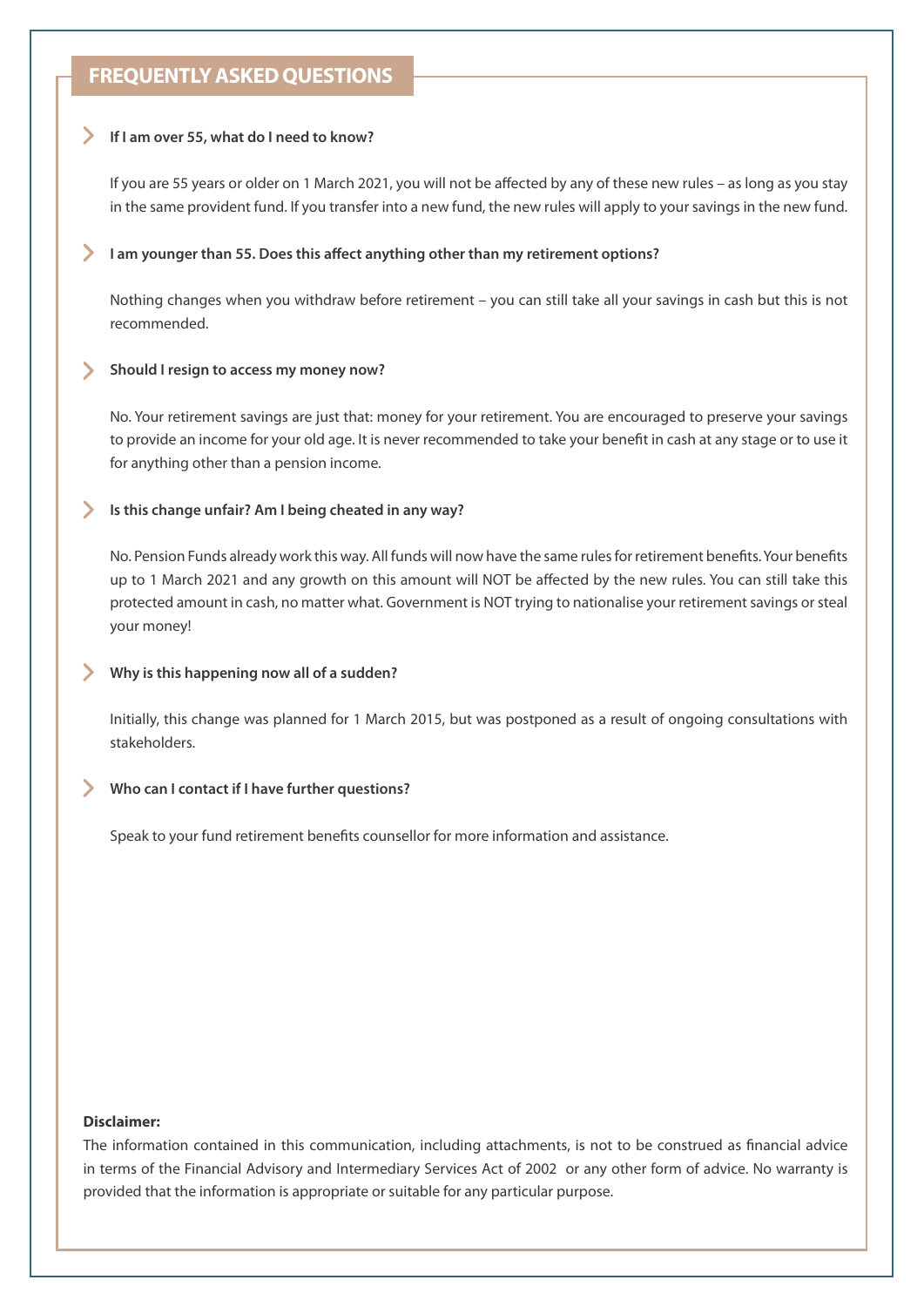## FREQUENTLY ASKED QUESTIONS

**If I am over 55, what do I need to know?**

If you are 55 years or older on 1 March 2021, you will not be affected by any of these new rules – as long as you stay in the same provident fund. If you transfer into a new fund, the new rules will apply to your savings in the new fund.

**I am younger than 55. Does this affect anything other than my retirement options?**

Nothing changes when you withdraw before retirement – you can still take all your savings in cash but this is not recommended.

**Should I resign to access my money now?**

No. Your retirement savings are just that: money for your retirement. You are encouraged to preserve your savings to provide an income for your old age. It is never recommended to take your benefit in cash at any stage or to use it for anything other than a pension income.

**Is this change unfair? Am I being cheated in any way?**

No. Pension Funds already work this way. All funds will now have the same rules for retirement benefits. Your benefits up to 1 March 2021 and any growth on this amount will NOT be affected by the new rules. You can still take this protected amount in cash, no matter what. Government is NOT trying to nationalise your retirement savings or steal your money!

**Why is this happening now all of a sudden?**

Initially, this change was planned for 1 March 2015, but was postponed as a result of ongoing consultations with stakeholders.

**Who can I contact if I have further questions?**

Speak to your fund retirement benefits counsellor for more information and assistance.

**Disclaimer:**
The information contained in this communication, including attachments, is not to be construed as financial advice in terms of the Financial Advisory and Intermediary Services Act of 2002 or any other form of advice. No warranty is provided that the information is appropriate or suitable for any particular purpose.